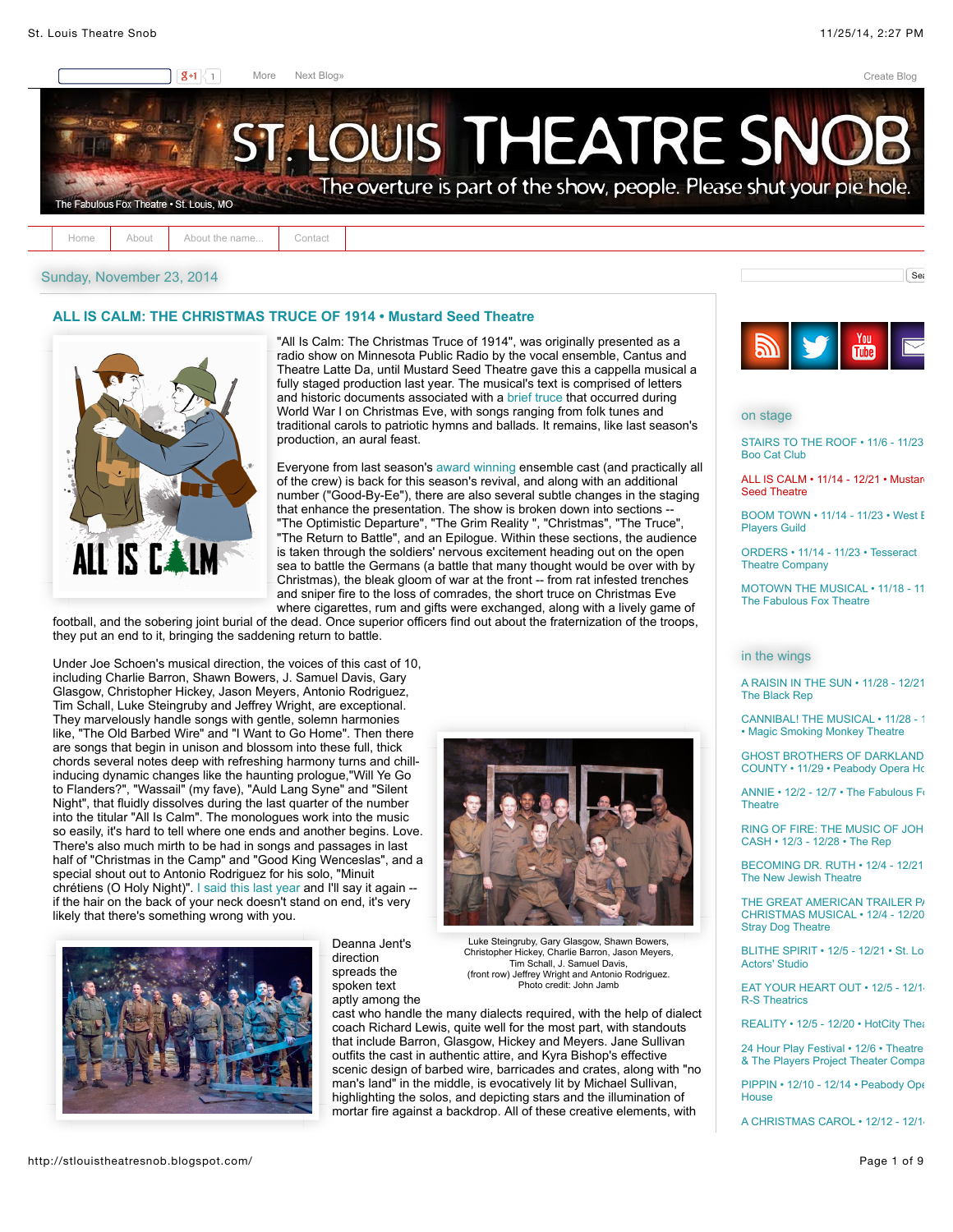# ST. LOUIS THEATRE SNOB

The overture is part of the show, people. Please shut your pie hole.

The Fabulous Fox Theatre • St. Louis, MO

Home | About | About the name... | Contact

Sunday, November 23, 2014

## ALL IS CALM: THE CHRISTMAS TRUCE OF 1914 • Mustard Seed Theatre

"All Is Calm: The Christmas Truce of 1914", was originally presented as a radio show on Minnesota Public Radio by the vocal ensemble, Cantus and Theatre Latte Da, until Mustard Seed Theatre gave this a cappella musical a fully staged production last year. The musical's text is comprised of letters and historic documents associated with a brief truce that occurred during World War I on Christmas Eve, with songs ranging from folk tunes and traditional carols to patriotic hymns and ballads. It remains, like last season's production, an aural feast.

Everyone from last season's award winning ensemble cast (and practically all of the crew) is back for this season's revival, and along with an additional number ("Good-By-Ee"), there are also several subtle changes in the staging that enhance the presentation. The show is broken down into sections -- "The Optimistic Departure", "The Grim Reality ", "Christmas", "The Truce", "The Return to Battle", and an Epilogue. Within these sections, the audience is taken through the soldiers' nervous excitement heading out on the open sea to battle the Germans (a battle that many thought would be over with by Christmas), the bleak gloom of war at the front -- from rat infested trenches and sniper fire to the loss of comrades, the short truce on Christmas Eve where cigarettes, rum and gifts were exchanged, along with a lively game of football, and the sobering joint burial of the dead. Once superior officers find out about the fraternization of the troops, they put an end to it, bringing the saddening return to battle.

Under Joe Schoen's musical direction, the voices of this cast of 10, including Charlie Barron, Shawn Bowers, J. Samuel Davis, Gary Glasgow, Christopher Hickey, Jason Meyers, Antonio Rodriguez, Tim Schall, Luke Steingruby and Jeffrey Wright, are exceptional. They marvelously handle songs with gentle, solemn harmonies like, "The Old Barbed Wire" and "I Want to Go Home". Then there are songs that begin in unison and blossom into these full, thick chords several notes deep with refreshing harmony turns and chill-inducing dynamic changes like the haunting prologue,"Will Ye Go to Flanders?", "Wassail" (my fave), "Auld Lang Syne" and "Silent Night", that fluidly dissolves during the last quarter of the number into the titular "All Is Calm". The monologues work into the music so easily, it's hard to tell where one ends and another begins. Love. There's also much mirth to be had in songs and passages in last half of "Christmas in the Camp" and "Good King Wenceslas", and a special shout out to Antonio Rodriguez for his solo, "Minuit chrétiens (O Holy Night)". I said this last year and I'll say it again -- if the hair on the back of your neck doesn't stand on end, it's very likely that there's something wrong with you.

Luke Steingruby, Gary Glasgow, Shawn Bowers, Christopher Hickey, Charlie Barron, Jason Meyers, Tim Schall, J. Samuel Davis, (front row) Jeffrey Wright and Antonio Rodriguez. Photo credit: John Jamb

Deanna Jent's direction spreads the spoken text aptly among the cast who handle the many dialects required, with the help of dialect coach Richard Lewis, quite well for the most part, with standouts that include Barron, Glasgow, Hickey and Meyers. Jane Sullivan outfits the cast in authentic attire, and Kyra Bishop's effective scenic design of barbed wire, barricades and crates, along with "no man's land" in the middle, is evocatively lit by Michael Sullivan, highlighting the solos, and depicting stars and the illumination of mortar fire against a backdrop. All of these creative elements, with

### on stage

- STAIRS TO THE ROOF • 11/6 - 11/23 • Boo Cat Club
- ALL IS CALM • 11/14 - 12/21 • Mustard Seed Theatre
- BOOM TOWN • 11/14 - 11/23 • West End Players Guild
- ORDERS • 11/14 - 11/23 • Tesseract Theatre Company
- MOTOWN THE MUSICAL • 11/18 - 11... The Fabulous Fox Theatre

### in the wings

- A RAISIN IN THE SUN • 11/28 - 12/21 • The Black Rep
- CANNIBAL! THE MUSICAL • 11/28 - ... • Magic Smoking Monkey Theatre
- GHOST BROTHERS OF DARKLAND COUNTY • 11/29 • Peabody Opera House
- ANNIE • 12/2 - 12/7 • The Fabulous Fox Theatre
- RING OF FIRE: THE MUSIC OF JOHNNY CASH • 12/3 - 12/28 • The Rep
- BECOMING DR. RUTH • 12/4 - 12/21 • The New Jewish Theatre
- THE GREAT AMERICAN TRAILER PARK CHRISTMAS MUSICAL • 12/4 - 12/20 • Stray Dog Theatre
- BLITHE SPIRIT • 12/5 - 12/21 • St. Louis Actors' Studio
- EAT YOUR HEART OUT • 12/5 - 12/1... R-S Theatrics
- REALITY • 12/5 - 12/20 • HotCity Theatre
- 24 Hour Play Festival • 12/6 • Theatre... & The Players Project Theater Company
- PIPPIN • 12/10 - 12/14 • Peabody Opera House
- A CHRISTMAS CAROL • 12/12 - 12/1...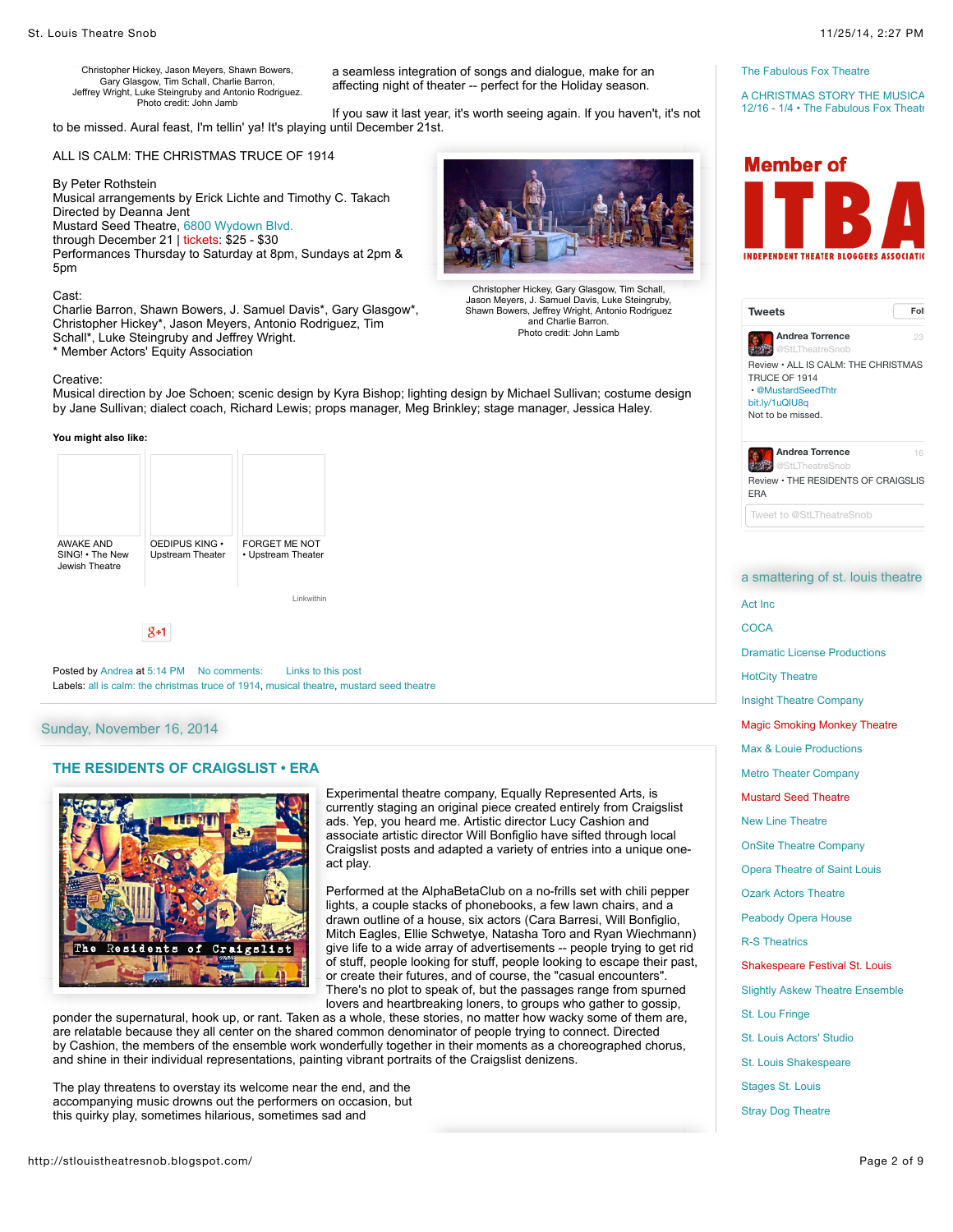Christopher Hickey, Jason Meyers, Shawn Bowers, Gary Glasgow, Tim Schall, Charlie Barron, Jeffrey Wright, Luke Steingruby and Antonio Rodriguez.
Photo credit: John Jamb

a seamless integration of songs and dialogue, make for an affecting night of theater -- perfect for the Holiday season.

If you saw it last year, it's worth seeing again. If you haven't, it's not to be missed. Aural feast, I'm tellin' ya! It's playing until December 21st.

ALL IS CALM: THE CHRISTMAS TRUCE OF 1914

By Peter Rothstein
Musical arrangements by Erick Lichte and Timothy C. Takach
Directed by Deanna Jent
Mustard Seed Theatre, 6800 Wydown Blvd.
through December 21 | tickets: $25 - $30
Performances Thursday to Saturday at 8pm, Sundays at 2pm & 5pm

Christopher Hickey, Gary Glasgow, Tim Schall, Jason Meyers, J. Samuel Davis, Luke Steingruby, Shawn Bowers, Jeffrey Wright, Antonio Rodriguez and Charlie Barron.
Photo credit: John Lamb

Cast:
Charlie Barron, Shawn Bowers, J. Samuel Davis*, Gary Glasgow*, Christopher Hickey*, Jason Meyers, Antonio Rodriguez, Tim Schall*, Luke Steingruby and Jeffrey Wright.
* Member Actors' Equity Association

Creative:
Musical direction by Joe Schoen; scenic design by Kyra Bishop; lighting design by Michael Sullivan; costume design by Jane Sullivan; dialect coach, Richard Lewis; props manager, Meg Brinkley; stage manager, Jessica Haley.

**You might also like:**

AWAKE AND SING! • The New Jewish Theatre

OEDIPUS KING • Upstream Theater

FORGET ME NOT • Upstream Theater

Linkwithin

Posted by Andrea at 5:14 PM No comments: Links to this post
Labels: all is calm: the christmas truce of 1914, musical theatre, mustard seed theatre

Sunday, November 16, 2014

## THE RESIDENTS OF CRAIGSLIST • ERA

Experimental theatre company, Equally Represented Arts, is currently staging an original piece created entirely from Craigslist ads. Yep, you heard me. Artistic director Lucy Cashion and associate artistic director Will Bonfiglio have sifted through local Craigslist posts and adapted a variety of entries into a unique one-act play.

Performed at the AlphaBetaClub on a no-frills set with chili pepper lights, a couple stacks of phonebooks, a few lawn chairs, and a drawn outline of a house, six actors (Cara Barresi, Will Bonfiglio, Mitch Eagles, Ellie Schwetye, Natasha Toro and Ryan Wiechmann) give life to a wide array of advertisements -- people trying to get rid of stuff, people looking for stuff, people looking to escape their past, or create their futures, and of course, the "casual encounters". There's no plot to speak of, but the passages range from spurned lovers and heartbreaking loners, to groups who gather to gossip, ponder the supernatural, hook up, or rant. Taken as a whole, these stories, no matter how wacky some of them are, are relatable because they all center on the shared common denominator of people trying to connect. Directed by Cashion, the members of the ensemble work wonderfully together in their moments as a choreographed chorus, and shine in their individual representations, painting vibrant portraits of the Craigslist denizens.

The play threatens to overstay its welcome near the end, and the accompanying music drowns out the performers on occasion, but this quirky play, sometimes hilarious, sometimes sad and

The Fabulous Fox Theatre

A CHRISTMAS STORY THE MUSICA
12/16 - 1/4 • The Fabulous Fox Theatr

Member of ITBA
INDEPENDENT THEATER BLOGGERS ASSOCIATI

**Tweets**

Andrea Torrence @StLTheatreSnob 23
Review • ALL IS CALM: THE CHRISTMAS TRUCE OF 1914 • @MustardSeedThtr bit.ly/1uQlU8q
Not to be missed.

Andrea Torrence @StLTheatreSnob 16
Review • THE RESIDENTS OF CRAIGSLIS ERA

Tweet to @StLTheatreSnob

a smattering of st. louis theatre

- Act Inc
- COCA
- Dramatic License Productions
- HotCity Theatre
- Insight Theatre Company
- Magic Smoking Monkey Theatre
- Max & Louie Productions
- Metro Theater Company
- Mustard Seed Theatre
- New Line Theatre
- OnSite Theatre Company
- Opera Theatre of Saint Louis
- Ozark Actors Theatre
- Peabody Opera House
- R-S Theatrics
- Shakespeare Festival St. Louis
- Slightly Askew Theatre Ensemble
- St. Lou Fringe
- St. Louis Actors' Studio
- St. Louis Shakespeare
- Stages St. Louis
- Stray Dog Theatre